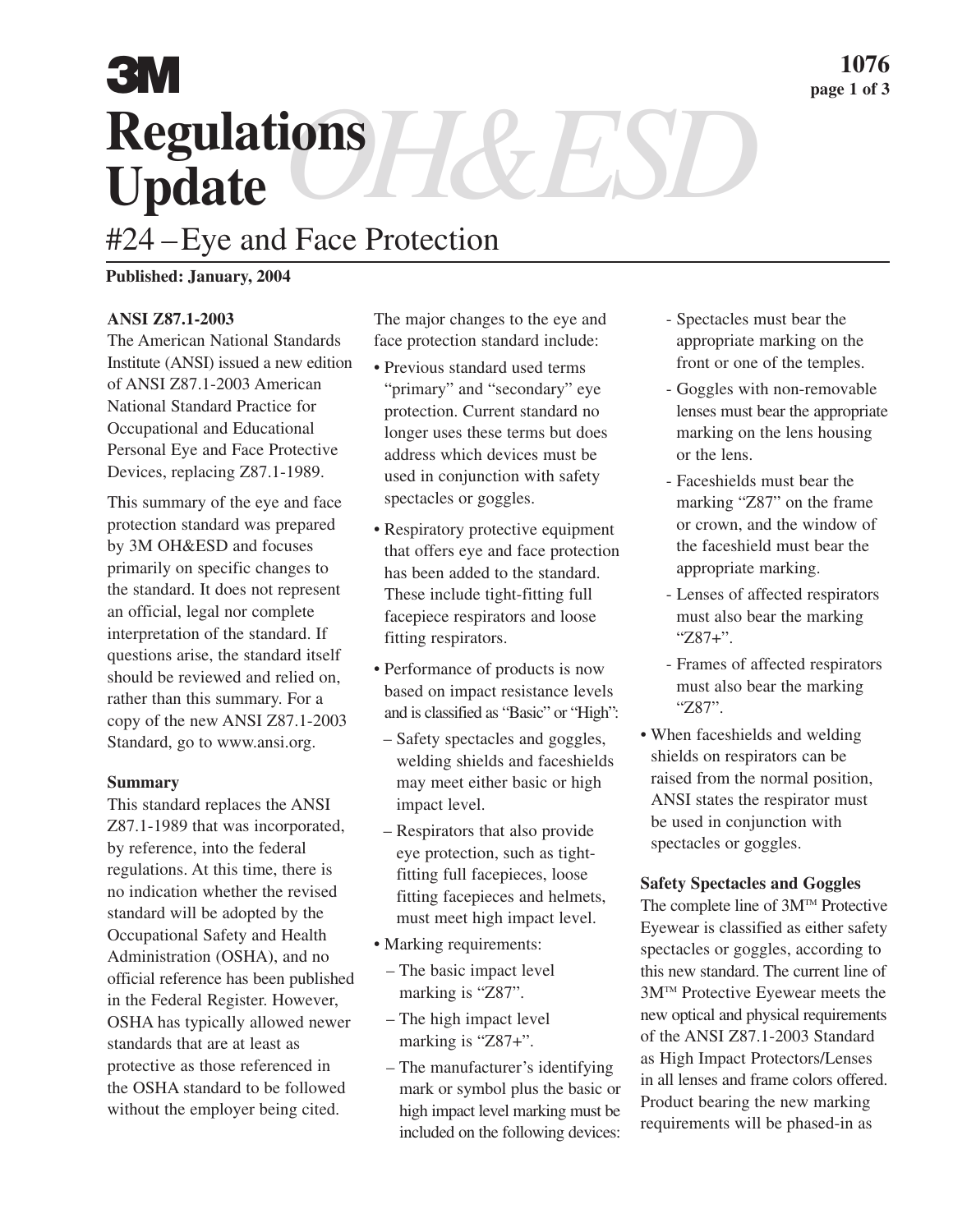3M

# Regulations Update

OH&ESD

## #24 – Eye and Face Protection

**Published: January, 2004**

**ANSI Z87.1-2003**

The American National Standards Institute (ANSI) issued a new edition of ANSI Z87.1-2003 American National Standard Practice for Occupational and Educational Personal Eye and Face Protective Devices, replacing Z87.1-1989.

This summary of the eye and face protection standard was prepared by 3M OH&ESD and focuses primarily on specific changes to the standard. It does not represent an official, legal nor complete interpretation of the standard. If questions arise, the standard itself should be reviewed and relied on, rather than this summary. For a copy of the new ANSI Z87.1-2003 Standard, go to www.ansi.org.

**Summary**

This standard replaces the ANSI Z87.1-1989 that was incorporated, by reference, into the federal regulations. At this time, there is no indication whether the revised standard will be adopted by the Occupational Safety and Health Administration (OSHA), and no official reference has been published in the Federal Register. However, OSHA has typically allowed newer standards that are at least as protective as those referenced in the OSHA standard to be followed without the employer being cited.

The major changes to the eye and face protection standard include:

- Previous standard used terms "primary" and "secondary" eye protection. Current standard no longer uses these terms but does address which devices must be used in conjunction with safety spectacles or goggles.
- Respiratory protective equipment that offers eye and face protection has been added to the standard. These include tight-fitting full facepiece respirators and loose fitting respirators.
- Performance of products is now based on impact resistance levels and is classified as "Basic" or "High":
  - Safety spectacles and goggles, welding shields and faceshields may meet either basic or high impact level.
  - Respirators that also provide eye protection, such as tight-fitting full facepieces, loose fitting facepieces and helmets, must meet high impact level.
- Marking requirements:
  - The basic impact level marking is "Z87".
  - The high impact level marking is "Z87+".
  - The manufacturer's identifying mark or symbol plus the basic or high impact level marking must be included on the following devices:
    - Spectacles must bear the appropriate marking on the front or one of the temples.
    - Goggles with non-removable lenses must bear the appropriate marking on the lens housing or the lens.
    - Faceshields must bear the marking "Z87" on the frame or crown, and the window of the faceshield must bear the appropriate marking.
    - Lenses of affected respirators must also bear the marking "Z87+".
    - Frames of affected respirators must also bear the marking "Z87".
- When faceshields and welding shields on respirators can be raised from the normal position, ANSI states the respirator must be used in conjunction with spectacles or goggles.

**Safety Spectacles and Goggles**

The complete line of 3M™ Protective Eyewear is classified as either safety spectacles or goggles, according to this new standard. The current line of 3M™ Protective Eyewear meets the new optical and physical requirements of the ANSI Z87.1-2003 Standard as High Impact Protectors/Lenses in all lenses and frame colors offered. Product bearing the new marking requirements will be phased-in as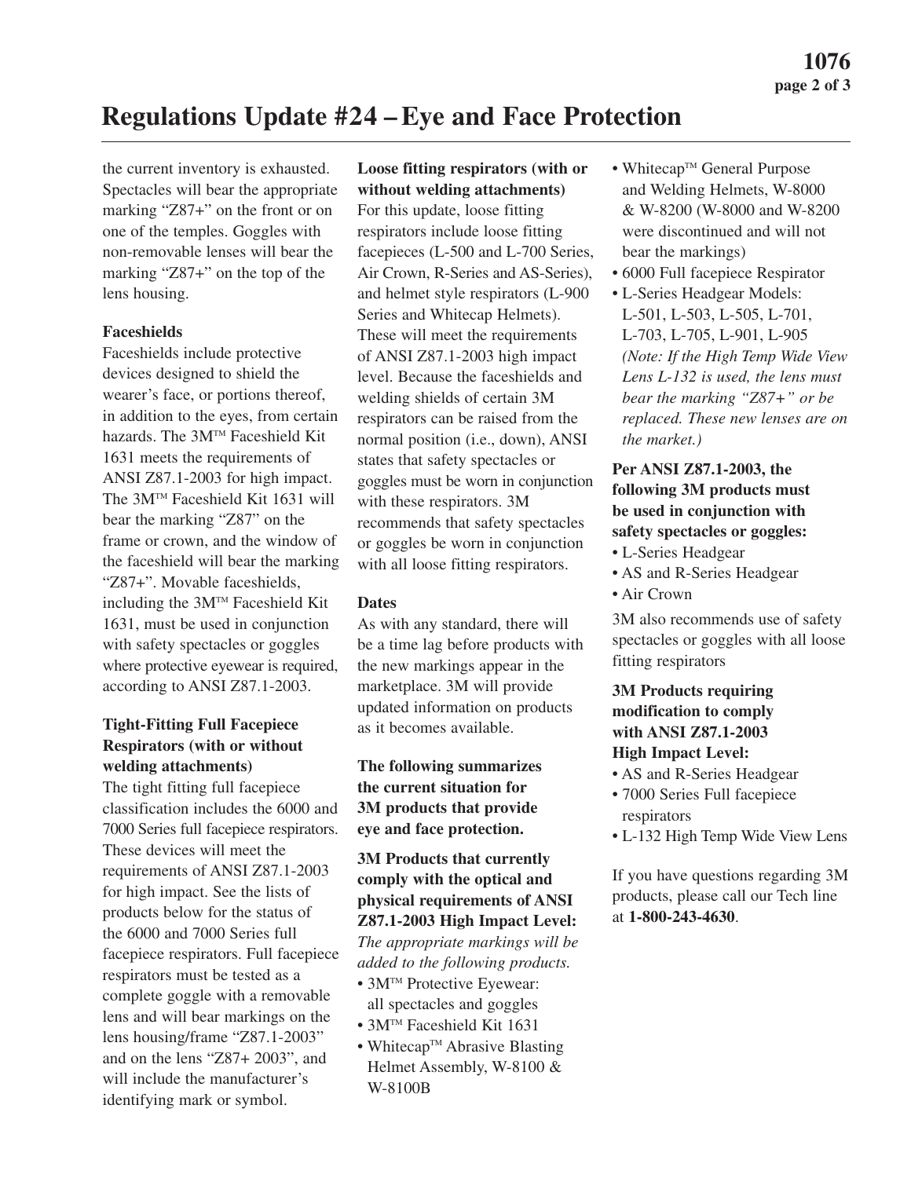# Regulations Update #24 – Eye and Face Protection

the current inventory is exhausted. Spectacles will bear the appropriate marking "Z87+" on the front or on one of the temples. Goggles with non-removable lenses will bear the marking "Z87+" on the top of the lens housing.

**Faceshields**

Faceshields include protective devices designed to shield the wearer's face, or portions thereof, in addition to the eyes, from certain hazards. The 3M™ Faceshield Kit 1631 meets the requirements of ANSI Z87.1-2003 for high impact. The 3M™ Faceshield Kit 1631 will bear the marking "Z87" on the frame or crown, and the window of the faceshield will bear the marking "Z87+". Movable faceshields, including the 3M™ Faceshield Kit 1631, must be used in conjunction with safety spectacles or goggles where protective eyewear is required, according to ANSI Z87.1-2003.

**Tight-Fitting Full Facepiece Respirators (with or without welding attachments)**

The tight fitting full facepiece classification includes the 6000 and 7000 Series full facepiece respirators. These devices will meet the requirements of ANSI Z87.1-2003 for high impact. See the lists of products below for the status of the 6000 and 7000 Series full facepiece respirators. Full facepiece respirators must be tested as a complete goggle with a removable lens and will bear markings on the lens housing/frame "Z87.1-2003" and on the lens "Z87+ 2003", and will include the manufacturer's identifying mark or symbol.

**Loose fitting respirators (with or without welding attachments)**

For this update, loose fitting respirators include loose fitting facepieces (L-500 and L-700 Series, Air Crown, R-Series and AS-Series), and helmet style respirators (L-900 Series and Whitecap Helmets). These will meet the requirements of ANSI Z87.1-2003 high impact level. Because the faceshields and welding shields of certain 3M respirators can be raised from the normal position (i.e., down), ANSI states that safety spectacles or goggles must be worn in conjunction with these respirators. 3M recommends that safety spectacles or goggles be worn in conjunction with all loose fitting respirators.

**Dates**

As with any standard, there will be a time lag before products with the new markings appear in the marketplace. 3M will provide updated information on products as it becomes available.

**The following summarizes the current situation for 3M products that provide eye and face protection.**

**3M Products that currently comply with the optical and physical requirements of ANSI Z87.1-2003 High Impact Level:**

*The appropriate markings will be added to the following products.*

- 3M™ Protective Eyewear: all spectacles and goggles
- 3M™ Faceshield Kit 1631
- Whitecap™ Abrasive Blasting Helmet Assembly, W-8100 & W-8100B
- Whitecap™ General Purpose and Welding Helmets, W-8000 & W-8200 (W-8000 and W-8200 were discontinued and will not bear the markings)
- 6000 Full facepiece Respirator
- L-Series Headgear Models: L-501, L-503, L-505, L-701, L-703, L-705, L-901, L-905 *(Note: If the High Temp Wide View Lens L-132 is used, the lens must bear the marking "Z87+" or be replaced. These new lenses are on the market.)*

**Per ANSI Z87.1-2003, the following 3M products must be used in conjunction with safety spectacles or goggles:**

- L-Series Headgear
- AS and R-Series Headgear
- Air Crown

3M also recommends use of safety spectacles or goggles with all loose fitting respirators

**3M Products requiring modification to comply with ANSI Z87.1-2003 High Impact Level:**

- AS and R-Series Headgear
- 7000 Series Full facepiece respirators
- L-132 High Temp Wide View Lens

If you have questions regarding 3M products, please call our Tech line at **1-800-243-4630**.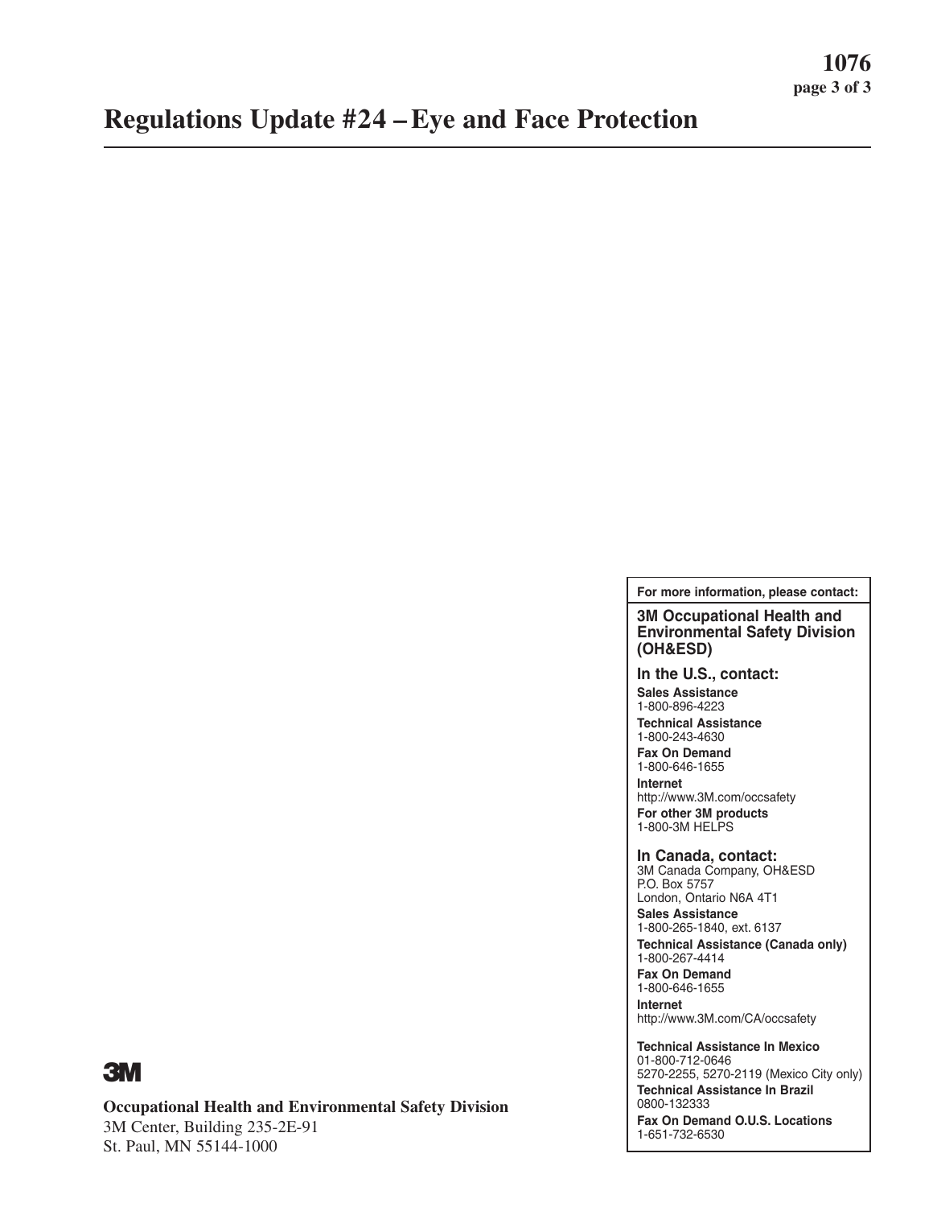**For more information, please contact:**

**3M Occupational Health and Environmental Safety Division (OH&ESD)**

**In the U.S., contact:**

**Sales Assistance**
1-800-896-4223

**Technical Assistance**
1-800-243-4630

**Fax On Demand**
1-800-646-1655

**Internet**
http://www.3M.com/occsafety

**For other 3M products**
1-800-3M HELPS

**In Canada, contact:**
3M Canada Company, OH&ESD
P.O. Box 5757
London, Ontario N6A 4T1

**Sales Assistance**
1-800-265-1840, ext. 6137

**Technical Assistance (Canada only)**
1-800-267-4414

**Fax On Demand**
1-800-646-1655

**Internet**
http://www.3M.com/CA/occsafety

**Technical Assistance In Mexico**
01-800-712-0646
5270-2255, 5270-2119 (Mexico City only)

**Technical Assistance In Brazil**
0800-132333

**Fax On Demand O.U.S. Locations**
1-651-732-6530

**3M**

**Occupational Health and Environmental Safety Division**
3M Center, Building 235-2E-91
St. Paul, MN 55144-1000